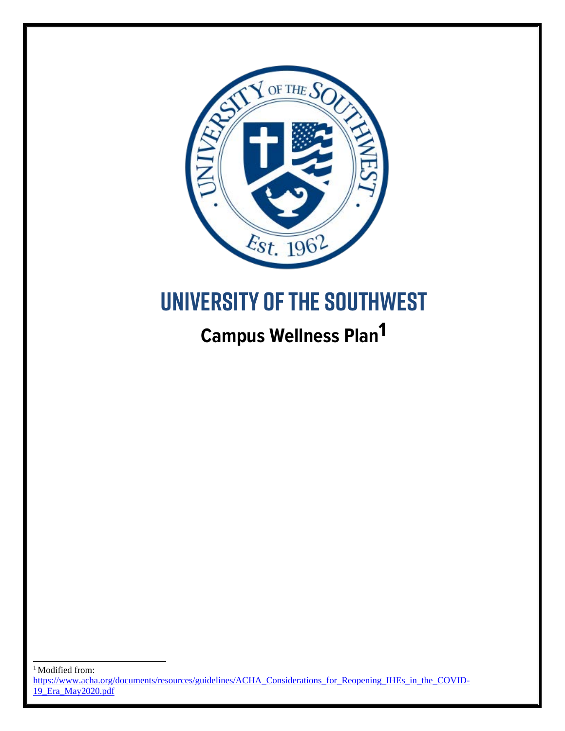# UNIVERSITY OF THE SOUTHWEST

## Campus Wellness Plan[1]

[1] Modified from: https://www.acha.org/documents/resources/guidelines/ACHA_Considerations_for_Reopening_IHEs_in_the_COVID-19_Era_May2020.pdf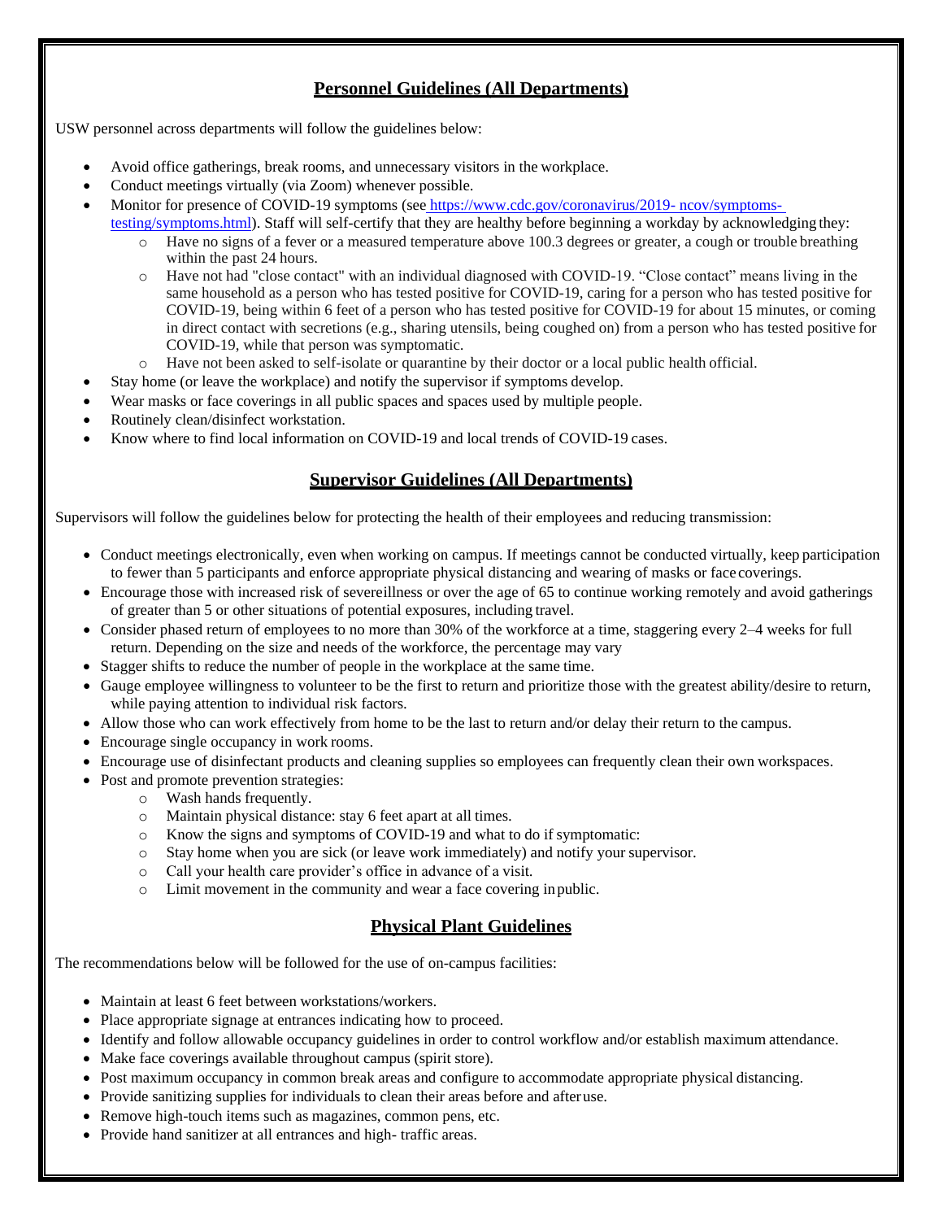## Personnel Guidelines (All Departments)

USW personnel across departments will follow the guidelines below:

- Avoid office gatherings, break rooms, and unnecessary visitors in the workplace.
- Conduct meetings virtually (via Zoom) whenever possible.
- Monitor for presence of COVID-19 symptoms (see https://www.cdc.gov/coronavirus/2019- ncov/symptoms-testing/symptoms.html). Staff will self-certify that they are healthy before beginning a workday by acknowledging they:
  - Have no signs of a fever or a measured temperature above 100.3 degrees or greater, a cough or trouble breathing within the past 24 hours.
  - Have not had "close contact" with an individual diagnosed with COVID-19. "Close contact" means living in the same household as a person who has tested positive for COVID-19, caring for a person who has tested positive for COVID-19, being within 6 feet of a person who has tested positive for COVID-19 for about 15 minutes, or coming in direct contact with secretions (e.g., sharing utensils, being coughed on) from a person who has tested positive for COVID-19, while that person was symptomatic.
  - Have not been asked to self-isolate or quarantine by their doctor or a local public health official.
- Stay home (or leave the workplace) and notify the supervisor if symptoms develop.
- Wear masks or face coverings in all public spaces and spaces used by multiple people.
- Routinely clean/disinfect workstation.
- Know where to find local information on COVID-19 and local trends of COVID-19 cases.

## Supervisor Guidelines (All Departments)

Supervisors will follow the guidelines below for protecting the health of their employees and reducing transmission:

- Conduct meetings electronically, even when working on campus. If meetings cannot be conducted virtually, keep participation to fewer than 5 participants and enforce appropriate physical distancing and wearing of masks or face coverings.
- Encourage those with increased risk of severeillness or over the age of 65 to continue working remotely and avoid gatherings of greater than 5 or other situations of potential exposures, including travel.
- Consider phased return of employees to no more than 30% of the workforce at a time, staggering every 2–4 weeks for full return. Depending on the size and needs of the workforce, the percentage may vary
- Stagger shifts to reduce the number of people in the workplace at the same time.
- Gauge employee willingness to volunteer to be the first to return and prioritize those with the greatest ability/desire to return, while paying attention to individual risk factors.
- Allow those who can work effectively from home to be the last to return and/or delay their return to the campus.
- Encourage single occupancy in work rooms.
- Encourage use of disinfectant products and cleaning supplies so employees can frequently clean their own workspaces.
- Post and promote prevention strategies:
  - Wash hands frequently.
  - Maintain physical distance: stay 6 feet apart at all times.
  - Know the signs and symptoms of COVID-19 and what to do if symptomatic:
  - Stay home when you are sick (or leave work immediately) and notify your supervisor.
  - Call your health care provider's office in advance of a visit.
  - Limit movement in the community and wear a face covering in public.

## Physical Plant Guidelines

The recommendations below will be followed for the use of on-campus facilities:

- Maintain at least 6 feet between workstations/workers.
- Place appropriate signage at entrances indicating how to proceed.
- Identify and follow allowable occupancy guidelines in order to control workflow and/or establish maximum attendance.
- Make face coverings available throughout campus (spirit store).
- Post maximum occupancy in common break areas and configure to accommodate appropriate physical distancing.
- Provide sanitizing supplies for individuals to clean their areas before and after use.
- Remove high-touch items such as magazines, common pens, etc.
- Provide hand sanitizer at all entrances and high- traffic areas.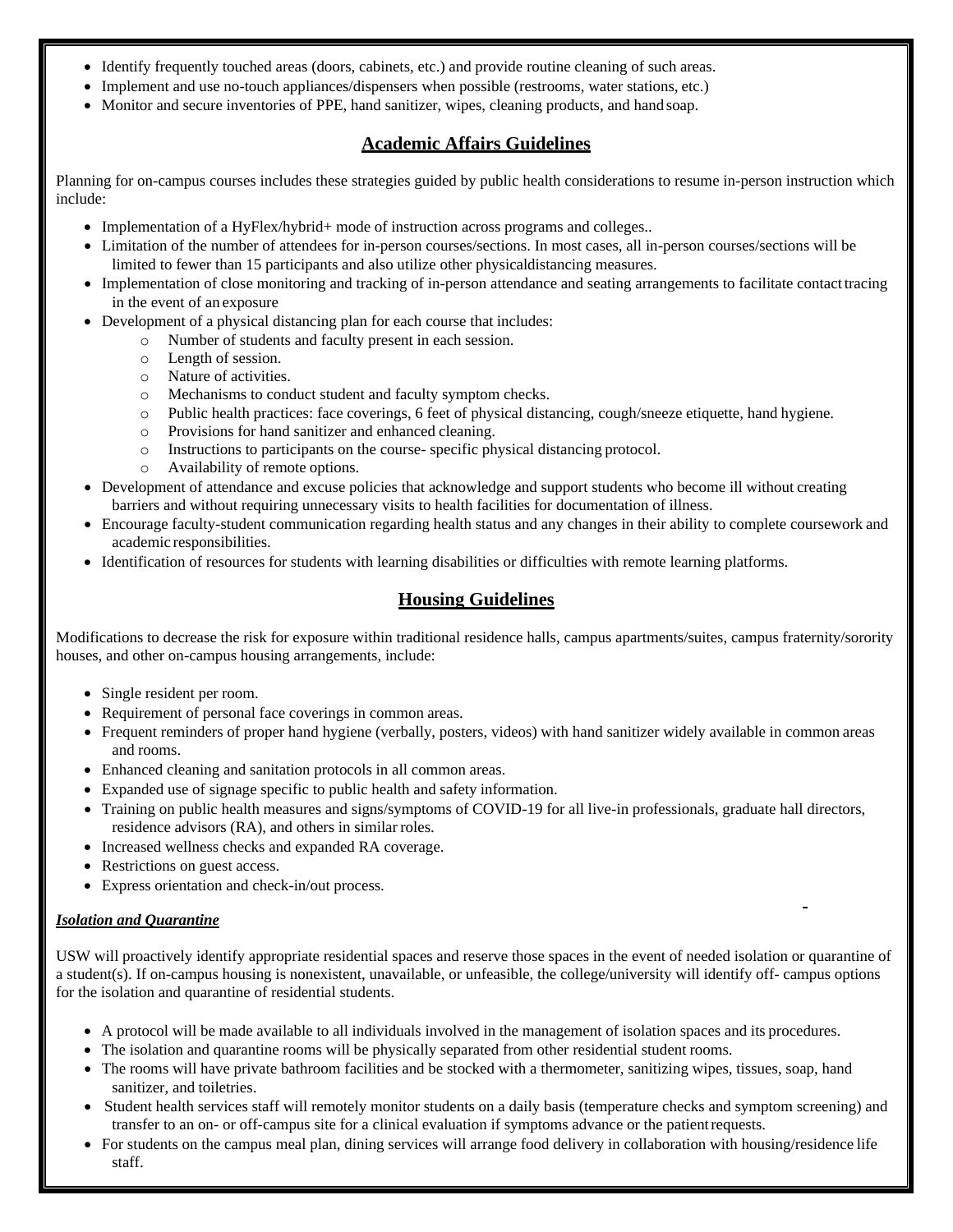- Identify frequently touched areas (doors, cabinets, etc.) and provide routine cleaning of such areas.
- Implement and use no-touch appliances/dispensers when possible (restrooms, water stations, etc.)
- Monitor and secure inventories of PPE, hand sanitizer, wipes, cleaning products, and hand soap.

## Academic Affairs Guidelines

Planning for on-campus courses includes these strategies guided by public health considerations to resume in-person instruction which include:

- Implementation of a HyFlex/hybrid+ mode of instruction across programs and colleges..
- Limitation of the number of attendees for in-person courses/sections. In most cases, all in-person courses/sections will be limited to fewer than 15 participants and also utilize other physicaldistancing measures.
- Implementation of close monitoring and tracking of in-person attendance and seating arrangements to facilitate contact tracing in the event of an exposure
- Development of a physical distancing plan for each course that includes:
  - Number of students and faculty present in each session.
  - Length of session.
  - Nature of activities.
  - Mechanisms to conduct student and faculty symptom checks.
  - Public health practices: face coverings, 6 feet of physical distancing, cough/sneeze etiquette, hand hygiene.
  - Provisions for hand sanitizer and enhanced cleaning.
  - Instructions to participants on the course- specific physical distancing protocol.
  - Availability of remote options.
- Development of attendance and excuse policies that acknowledge and support students who become ill without creating barriers and without requiring unnecessary visits to health facilities for documentation of illness.
- Encourage faculty-student communication regarding health status and any changes in their ability to complete coursework and academic responsibilities.
- Identification of resources for students with learning disabilities or difficulties with remote learning platforms.

## Housing Guidelines

Modifications to decrease the risk for exposure within traditional residence halls, campus apartments/suites, campus fraternity/sorority houses, and other on-campus housing arrangements, include:

- Single resident per room.
- Requirement of personal face coverings in common areas.
- Frequent reminders of proper hand hygiene (verbally, posters, videos) with hand sanitizer widely available in common areas and rooms.
- Enhanced cleaning and sanitation protocols in all common areas.
- Expanded use of signage specific to public health and safety information.
- Training on public health measures and signs/symptoms of COVID-19 for all live-in professionals, graduate hall directors, residence advisors (RA), and others in similar roles.
- Increased wellness checks and expanded RA coverage.
- Restrictions on guest access.
- Express orientation and check-in/out process.

***Isolation and Quarantine***

USW will proactively identify appropriate residential spaces and reserve those spaces in the event of needed isolation or quarantine of a student(s). If on-campus housing is nonexistent, unavailable, or unfeasible, the college/university will identify off- campus options for the isolation and quarantine of residential students.

- A protocol will be made available to all individuals involved in the management of isolation spaces and its procedures.
- The isolation and quarantine rooms will be physically separated from other residential student rooms.
- The rooms will have private bathroom facilities and be stocked with a thermometer, sanitizing wipes, tissues, soap, hand sanitizer, and toiletries.
- Student health services staff will remotely monitor students on a daily basis (temperature checks and symptom screening) and transfer to an on- or off-campus site for a clinical evaluation if symptoms advance or the patient requests.
- For students on the campus meal plan, dining services will arrange food delivery in collaboration with housing/residence life staff.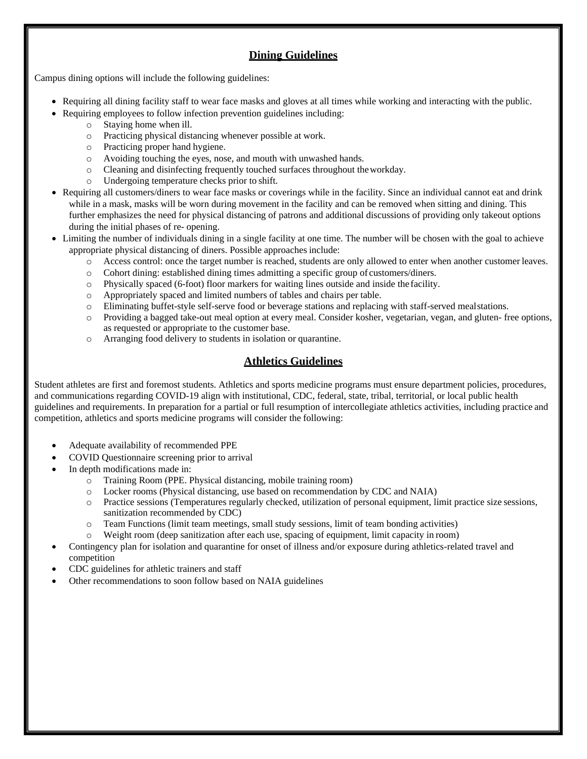## Dining Guidelines

Campus dining options will include the following guidelines:

- Requiring all dining facility staff to wear face masks and gloves at all times while working and interacting with the public.
- Requiring employees to follow infection prevention guidelines including:
    - Staying home when ill.
    - Practicing physical distancing whenever possible at work.
    - Practicing proper hand hygiene.
    - Avoiding touching the eyes, nose, and mouth with unwashed hands.
    - Cleaning and disinfecting frequently touched surfaces throughout the workday.
    - Undergoing temperature checks prior to shift.
- Requiring all customers/diners to wear face masks or coverings while in the facility. Since an individual cannot eat and drink while in a mask, masks will be worn during movement in the facility and can be removed when sitting and dining. This further emphasizes the need for physical distancing of patrons and additional discussions of providing only takeout options during the initial phases of re- opening.
- Limiting the number of individuals dining in a single facility at one time. The number will be chosen with the goal to achieve appropriate physical distancing of diners. Possible approaches include:
    - Access control: once the target number is reached, students are only allowed to enter when another customer leaves.
    - Cohort dining: established dining times admitting a specific group of customers/diners.
    - Physically spaced (6-foot) floor markers for waiting lines outside and inside the facility.
    - Appropriately spaced and limited numbers of tables and chairs per table.
    - Eliminating buffet-style self-serve food or beverage stations and replacing with staff-served meal stations.
    - Providing a bagged take-out meal option at every meal. Consider kosher, vegetarian, vegan, and gluten- free options, as requested or appropriate to the customer base.
    - Arranging food delivery to students in isolation or quarantine.

## Athletics Guidelines

Student athletes are first and foremost students. Athletics and sports medicine programs must ensure department policies, procedures, and communications regarding COVID-19 align with institutional, CDC, federal, state, tribal, territorial, or local public health guidelines and requirements. In preparation for a partial or full resumption of intercollegiate athletics activities, including practice and competition, athletics and sports medicine programs will consider the following:

- Adequate availability of recommended PPE
- COVID Questionnaire screening prior to arrival
- In depth modifications made in:
    - Training Room (PPE. Physical distancing, mobile training room)
    - Locker rooms (Physical distancing, use based on recommendation by CDC and NAIA)
    - Practice sessions (Temperatures regularly checked, utilization of personal equipment, limit practice size sessions, sanitization recommended by CDC)
    - Team Functions (limit team meetings, small study sessions, limit of team bonding activities)
    - Weight room (deep sanitization after each use, spacing of equipment, limit capacity in room)
- Contingency plan for isolation and quarantine for onset of illness and/or exposure during athletics-related travel and competition
- CDC guidelines for athletic trainers and staff
- Other recommendations to soon follow based on NAIA guidelines